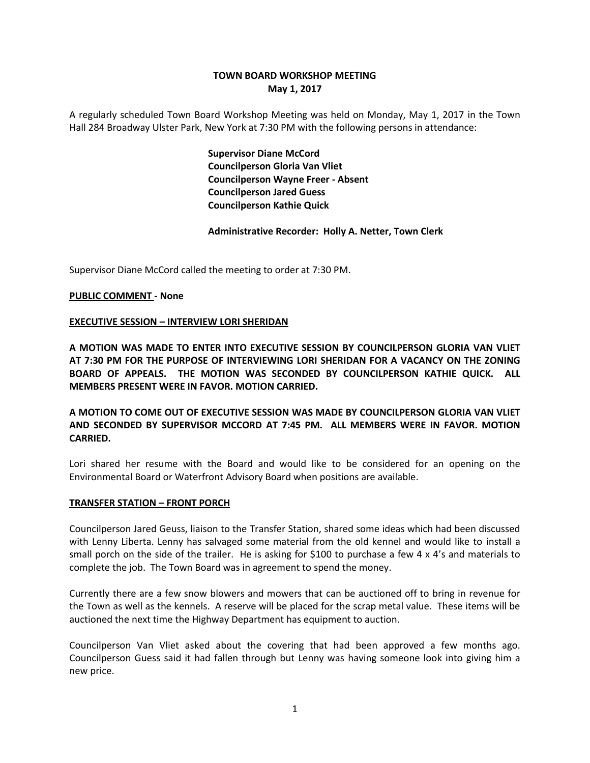**TOWN BOARD WORKSHOP MEETING**
**May 1, 2017**

A regularly scheduled Town Board Workshop Meeting was held on Monday, May 1, 2017 in the Town Hall 284 Broadway Ulster Park, New York at 7:30 PM with the following persons in attendance:

**Supervisor Diane McCord**
**Councilperson Gloria Van Vliet**
**Councilperson Wayne Freer - Absent**
**Councilperson Jared Guess**
**Councilperson Kathie Quick**

**Administrative Recorder: Holly A. Netter, Town Clerk**

Supervisor Diane McCord called the meeting to order at 7:30 PM.

**PUBLIC COMMENT - None**

**EXECUTIVE SESSION – INTERVIEW LORI SHERIDAN**

**A MOTION WAS MADE TO ENTER INTO EXECUTIVE SESSION BY COUNCILPERSON GLORIA VAN VLIET AT 7:30 PM FOR THE PURPOSE OF INTERVIEWING LORI SHERIDAN FOR A VACANCY ON THE ZONING BOARD OF APPEALS. THE MOTION WAS SECONDED BY COUNCILPERSON KATHIE QUICK. ALL MEMBERS PRESENT WERE IN FAVOR. MOTION CARRIED.**

**A MOTION TO COME OUT OF EXECUTIVE SESSION WAS MADE BY COUNCILPERSON GLORIA VAN VLIET AND SECONDED BY SUPERVISOR MCCORD AT 7:45 PM. ALL MEMBERS WERE IN FAVOR. MOTION CARRIED.**

Lori shared her resume with the Board and would like to be considered for an opening on the Environmental Board or Waterfront Advisory Board when positions are available.

**TRANSFER STATION – FRONT PORCH**

Councilperson Jared Geuss, liaison to the Transfer Station, shared some ideas which had been discussed with Lenny Liberta. Lenny has salvaged some material from the old kennel and would like to install a small porch on the side of the trailer. He is asking for $100 to purchase a few 4 x 4's and materials to complete the job. The Town Board was in agreement to spend the money.

Currently there are a few snow blowers and mowers that can be auctioned off to bring in revenue for the Town as well as the kennels. A reserve will be placed for the scrap metal value. These items will be auctioned the next time the Highway Department has equipment to auction.

Councilperson Van Vliet asked about the covering that had been approved a few months ago. Councilperson Guess said it had fallen through but Lenny was having someone look into giving him a new price.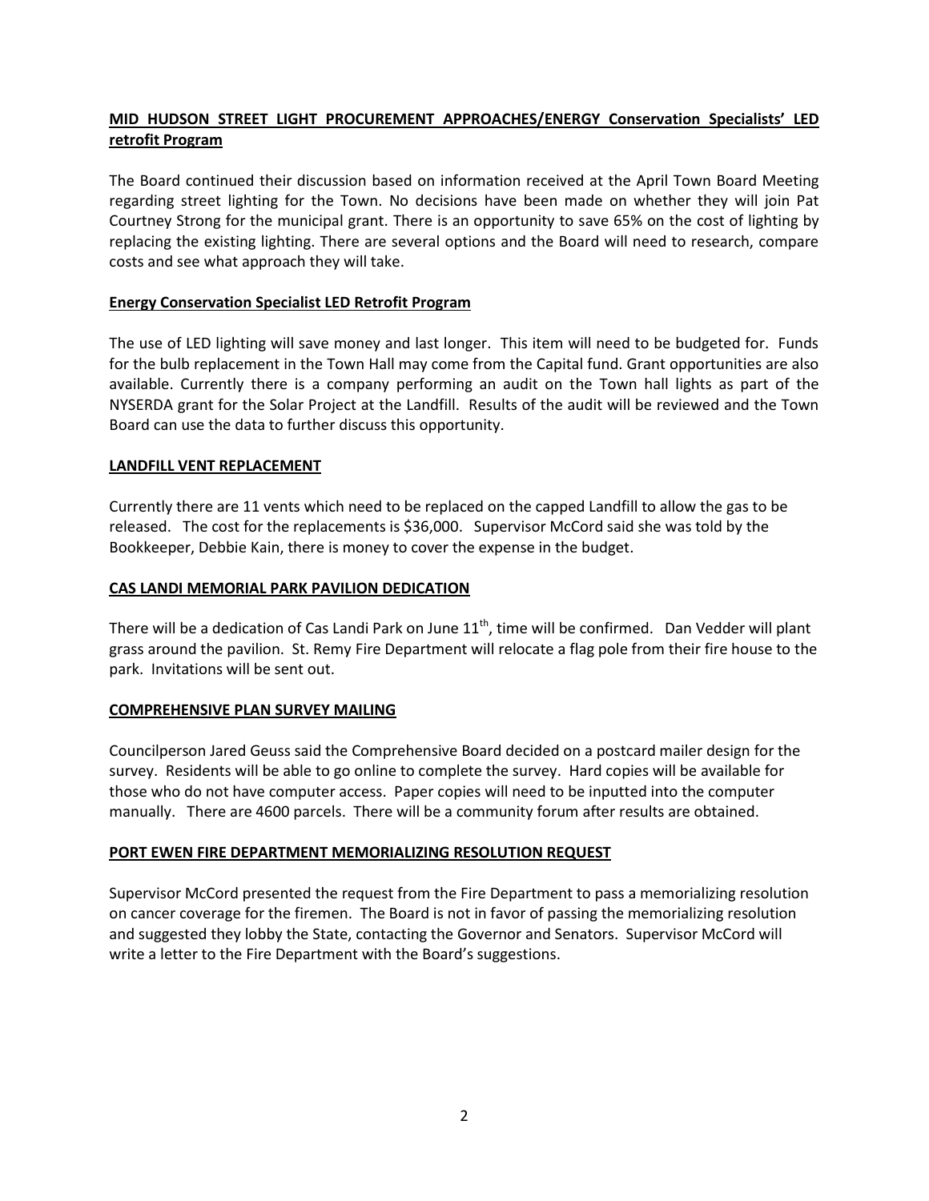**MID HUDSON STREET LIGHT PROCUREMENT APPROACHES/ENERGY Conservation Specialists' LED retrofit Program**

The Board continued their discussion based on information received at the April Town Board Meeting regarding street lighting for the Town. No decisions have been made on whether they will join Pat Courtney Strong for the municipal grant. There is an opportunity to save 65% on the cost of lighting by replacing the existing lighting. There are several options and the Board will need to research, compare costs and see what approach they will take.

**Energy Conservation Specialist LED Retrofit Program**

The use of LED lighting will save money and last longer. This item will need to be budgeted for. Funds for the bulb replacement in the Town Hall may come from the Capital fund. Grant opportunities are also available. Currently there is a company performing an audit on the Town hall lights as part of the NYSERDA grant for the Solar Project at the Landfill. Results of the audit will be reviewed and the Town Board can use the data to further discuss this opportunity.

**LANDFILL VENT REPLACEMENT**

Currently there are 11 vents which need to be replaced on the capped Landfill to allow the gas to be released. The cost for the replacements is $36,000. Supervisor McCord said she was told by the Bookkeeper, Debbie Kain, there is money to cover the expense in the budget.

**CAS LANDI MEMORIAL PARK PAVILION DEDICATION**

There will be a dedication of Cas Landi Park on June 11th, time will be confirmed. Dan Vedder will plant grass around the pavilion. St. Remy Fire Department will relocate a flag pole from their fire house to the park. Invitations will be sent out.

**COMPREHENSIVE PLAN SURVEY MAILING**

Councilperson Jared Geuss said the Comprehensive Board decided on a postcard mailer design for the survey. Residents will be able to go online to complete the survey. Hard copies will be available for those who do not have computer access. Paper copies will need to be inputted into the computer manually. There are 4600 parcels. There will be a community forum after results are obtained.

**PORT EWEN FIRE DEPARTMENT MEMORIALIZING RESOLUTION REQUEST**

Supervisor McCord presented the request from the Fire Department to pass a memorializing resolution on cancer coverage for the firemen. The Board is not in favor of passing the memorializing resolution and suggested they lobby the State, contacting the Governor and Senators. Supervisor McCord will write a letter to the Fire Department with the Board's suggestions.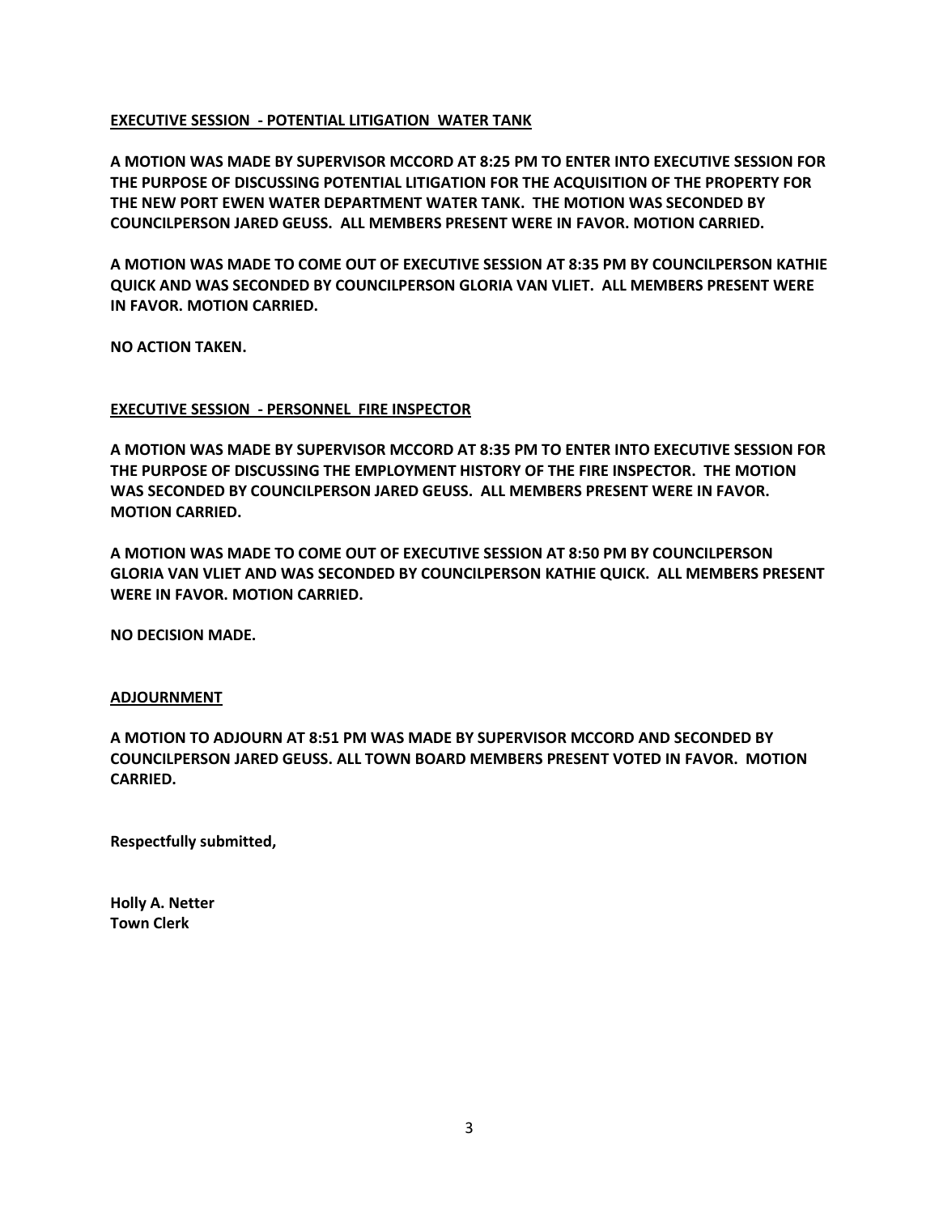**EXECUTIVE SESSION - POTENTIAL LITIGATION WATER TANK**

**A MOTION WAS MADE BY SUPERVISOR MCCORD AT 8:25 PM TO ENTER INTO EXECUTIVE SESSION FOR THE PURPOSE OF DISCUSSING POTENTIAL LITIGATION FOR THE ACQUISITION OF THE PROPERTY FOR THE NEW PORT EWEN WATER DEPARTMENT WATER TANK. THE MOTION WAS SECONDED BY COUNCILPERSON JARED GEUSS. ALL MEMBERS PRESENT WERE IN FAVOR. MOTION CARRIED.**

**A MOTION WAS MADE TO COME OUT OF EXECUTIVE SESSION AT 8:35 PM BY COUNCILPERSON KATHIE QUICK AND WAS SECONDED BY COUNCILPERSON GLORIA VAN VLIET. ALL MEMBERS PRESENT WERE IN FAVOR. MOTION CARRIED.**

**NO ACTION TAKEN.**

**EXECUTIVE SESSION - PERSONNEL FIRE INSPECTOR**

**A MOTION WAS MADE BY SUPERVISOR MCCORD AT 8:35 PM TO ENTER INTO EXECUTIVE SESSION FOR THE PURPOSE OF DISCUSSING THE EMPLOYMENT HISTORY OF THE FIRE INSPECTOR. THE MOTION WAS SECONDED BY COUNCILPERSON JARED GEUSS. ALL MEMBERS PRESENT WERE IN FAVOR. MOTION CARRIED.**

**A MOTION WAS MADE TO COME OUT OF EXECUTIVE SESSION AT 8:50 PM BY COUNCILPERSON GLORIA VAN VLIET AND WAS SECONDED BY COUNCILPERSON KATHIE QUICK. ALL MEMBERS PRESENT WERE IN FAVOR. MOTION CARRIED.**

**NO DECISION MADE.**

**ADJOURNMENT**

**A MOTION TO ADJOURN AT 8:51 PM WAS MADE BY SUPERVISOR MCCORD AND SECONDED BY COUNCILPERSON JARED GEUSS. ALL TOWN BOARD MEMBERS PRESENT VOTED IN FAVOR. MOTION CARRIED.**

**Respectfully submitted,**

**Holly A. Netter**
**Town Clerk**